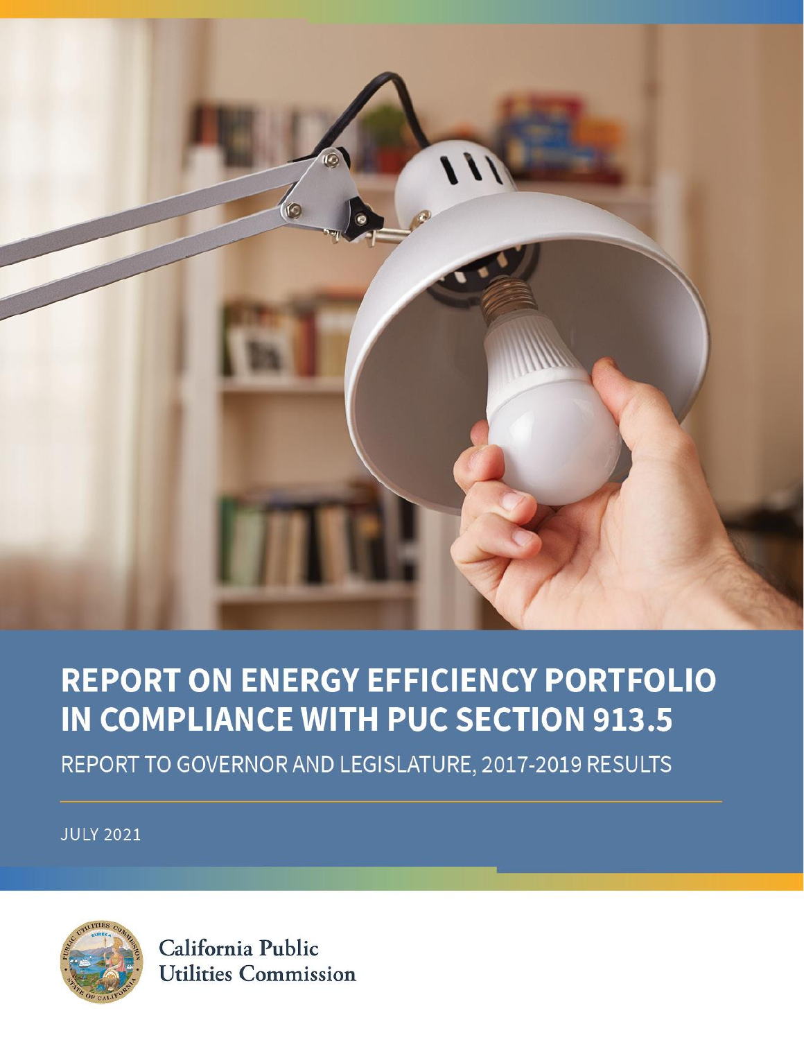# REPORT ON ENERGY EFFICIENCY PORTFOLIO IN COMPLIANCE WITH PUC SECTION 913.5

REPORT TO GOVERNOR AND LEGISLATURE, 2017-2019 RESULTS

JULY 2021

California Public Utilities Commission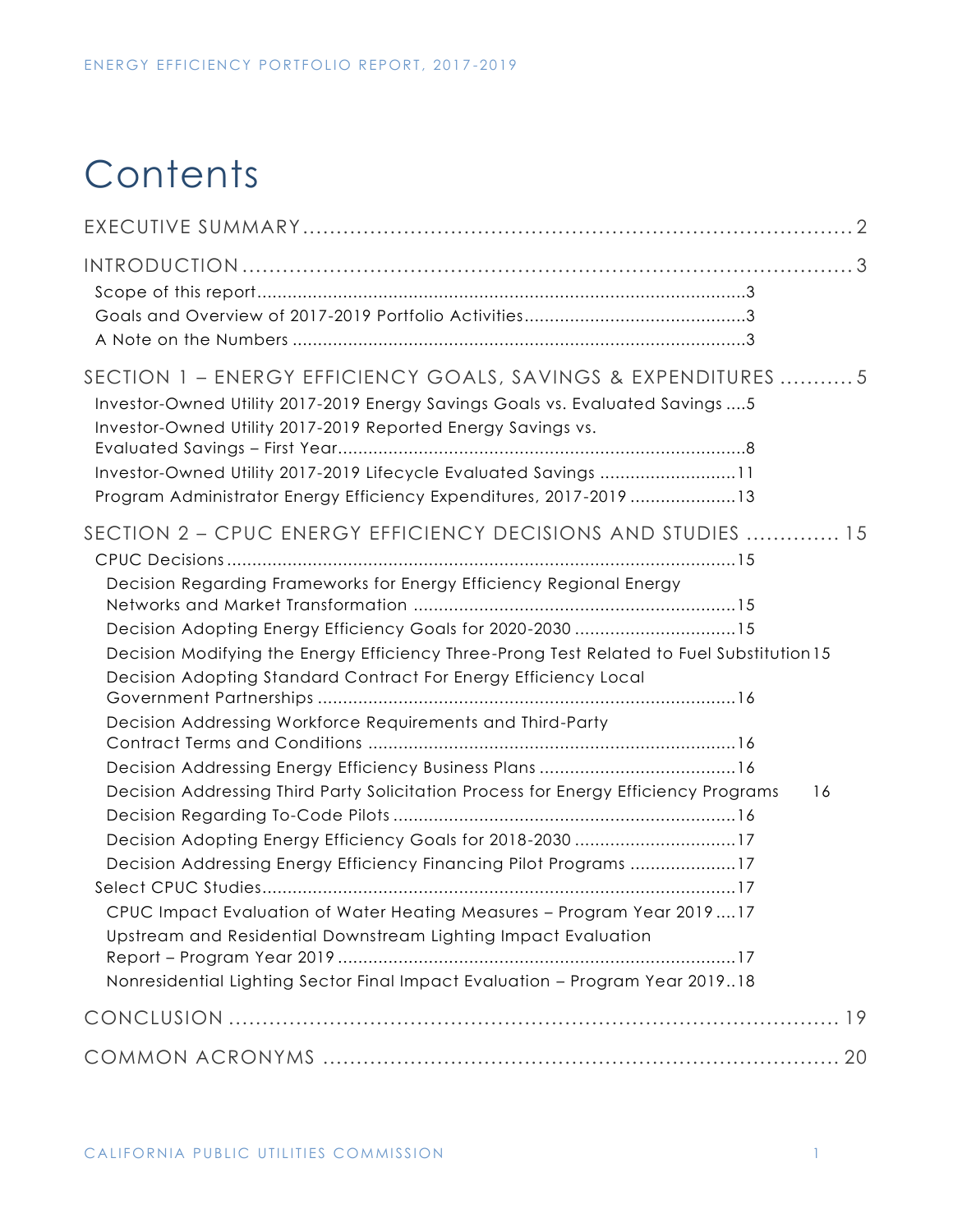# Contents

EXECUTIVE SUMMARY ........................................................................ 2

INTRODUCTION ................................................................................ 3

- Scope of this report ........................................................................ 3
- Goals and Overview of 2017-2019 Portfolio Activities .................................. 3
- A Note on the Numbers ..................................................................... 3

SECTION 1 – ENERGY EFFICIENCY GOALS, SAVINGS & EXPENDITURES ........... 5

- Investor-Owned Utility 2017-2019 Energy Savings Goals vs. Evaluated Savings .... 5
- Investor-Owned Utility 2017-2019 Reported Energy Savings vs. Evaluated Savings – First Year ........................................................................ 8
- Investor-Owned Utility 2017-2019 Lifecycle Evaluated Savings ........................ 11
- Program Administrator Energy Efficiency Expenditures, 2017-2019 .................. 13

SECTION 2 – CPUC ENERGY EFFICIENCY DECISIONS AND STUDIES ............. 15

- CPUC Decisions ............................................................................. 15
  - Decision Regarding Frameworks for Energy Efficiency Regional Energy Networks and Market Transformation ................................................... 15
  - Decision Adopting Energy Efficiency Goals for 2020-2030 ........................... 15
  - Decision Modifying the Energy Efficiency Three-Prong Test Related to Fuel Substitution 15
  - Decision Adopting Standard Contract For Energy Efficiency Local Government Partnerships ............................................................... 16
  - Decision Addressing Workforce Requirements and Third-Party Contract Terms and Conditions ........................................................... 16
  - Decision Addressing Energy Efficiency Business Plans ................................ 16
  - Decision Addressing Third Party Solicitation Process for Energy Efficiency Programs 16
  - Decision Regarding To-Code Pilots ...................................................... 16
  - Decision Adopting Energy Efficiency Goals for 2018-2030 ............................ 17
  - Decision Addressing Energy Efficiency Financing Pilot Programs .................... 17
- Select CPUC Studies ........................................................................ 17
  - CPUC Impact Evaluation of Water Heating Measures – Program Year 2019 .... 17
  - Upstream and Residential Downstream Lighting Impact Evaluation Report – Program Year 2019 ........................................................ 17
  - Nonresidential Lighting Sector Final Impact Evaluation – Program Year 2019 .. 18

CONCLUSION ................................................................................. 19

COMMON ACRONYMS ....................................................................... 20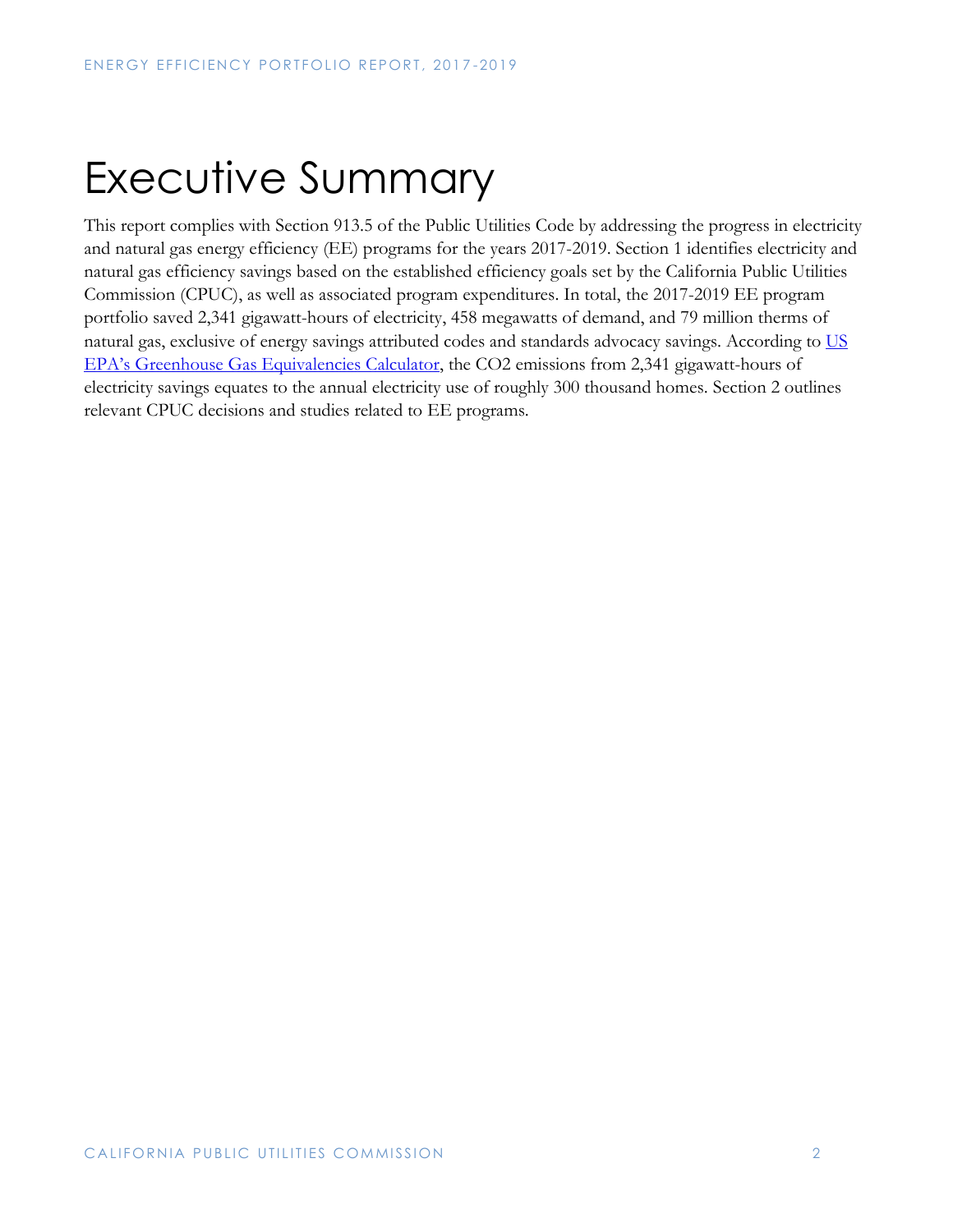# Executive Summary

This report complies with Section 913.5 of the Public Utilities Code by addressing the progress in electricity and natural gas energy efficiency (EE) programs for the years 2017-2019. Section 1 identifies electricity and natural gas efficiency savings based on the established efficiency goals set by the California Public Utilities Commission (CPUC), as well as associated program expenditures. In total, the 2017-2019 EE program portfolio saved 2,341 gigawatt-hours of electricity, 458 megawatts of demand, and 79 million therms of natural gas, exclusive of energy savings attributed codes and standards advocacy savings. According to [US EPA's Greenhouse Gas Equivalencies Calculator](), the CO2 emissions from 2,341 gigawatt-hours of electricity savings equates to the annual electricity use of roughly 300 thousand homes. Section 2 outlines relevant CPUC decisions and studies related to EE programs.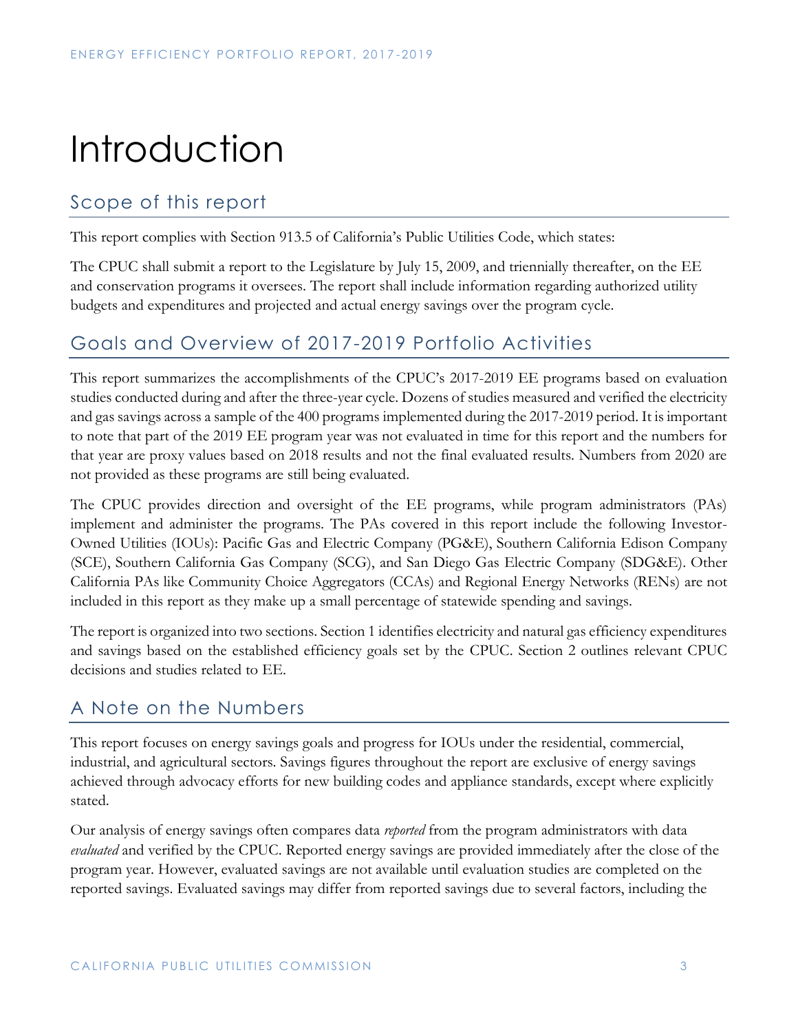# Introduction

## Scope of this report

This report complies with Section 913.5 of California's Public Utilities Code, which states:

The CPUC shall submit a report to the Legislature by July 15, 2009, and triennially thereafter, on the EE and conservation programs it oversees. The report shall include information regarding authorized utility budgets and expenditures and projected and actual energy savings over the program cycle.

## Goals and Overview of 2017-2019 Portfolio Activities

This report summarizes the accomplishments of the CPUC's 2017-2019 EE programs based on evaluation studies conducted during and after the three-year cycle. Dozens of studies measured and verified the electricity and gas savings across a sample of the 400 programs implemented during the 2017-2019 period. It is important to note that part of the 2019 EE program year was not evaluated in time for this report and the numbers for that year are proxy values based on 2018 results and not the final evaluated results. Numbers from 2020 are not provided as these programs are still being evaluated.

The CPUC provides direction and oversight of the EE programs, while program administrators (PAs) implement and administer the programs. The PAs covered in this report include the following Investor-Owned Utilities (IOUs): Pacific Gas and Electric Company (PG&E), Southern California Edison Company (SCE), Southern California Gas Company (SCG), and San Diego Gas Electric Company (SDG&E). Other California PAs like Community Choice Aggregators (CCAs) and Regional Energy Networks (RENs) are not included in this report as they make up a small percentage of statewide spending and savings.

The report is organized into two sections. Section 1 identifies electricity and natural gas efficiency expenditures and savings based on the established efficiency goals set by the CPUC. Section 2 outlines relevant CPUC decisions and studies related to EE.

## A Note on the Numbers

This report focuses on energy savings goals and progress for IOUs under the residential, commercial, industrial, and agricultural sectors. Savings figures throughout the report are exclusive of energy savings achieved through advocacy efforts for new building codes and appliance standards, except where explicitly stated.

Our analysis of energy savings often compares data *reported* from the program administrators with data *evaluated* and verified by the CPUC. Reported energy savings are provided immediately after the close of the program year. However, evaluated savings are not available until evaluation studies are completed on the reported savings. Evaluated savings may differ from reported savings due to several factors, including the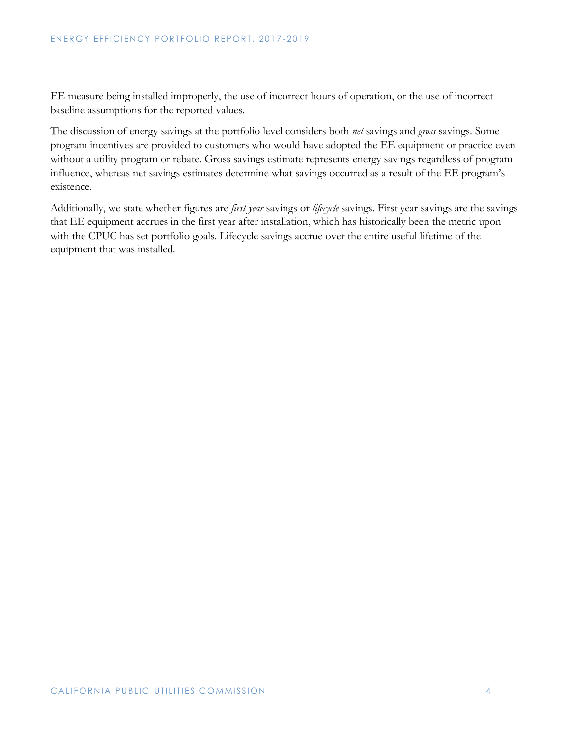EE measure being installed improperly, the use of incorrect hours of operation, or the use of incorrect baseline assumptions for the reported values.

The discussion of energy savings at the portfolio level considers both *net* savings and *gross* savings. Some program incentives are provided to customers who would have adopted the EE equipment or practice even without a utility program or rebate. Gross savings estimate represents energy savings regardless of program influence, whereas net savings estimates determine what savings occurred as a result of the EE program's existence.

Additionally, we state whether figures are *first year* savings or *lifecycle* savings. First year savings are the savings that EE equipment accrues in the first year after installation, which has historically been the metric upon with the CPUC has set portfolio goals. Lifecycle savings accrue over the entire useful lifetime of the equipment that was installed.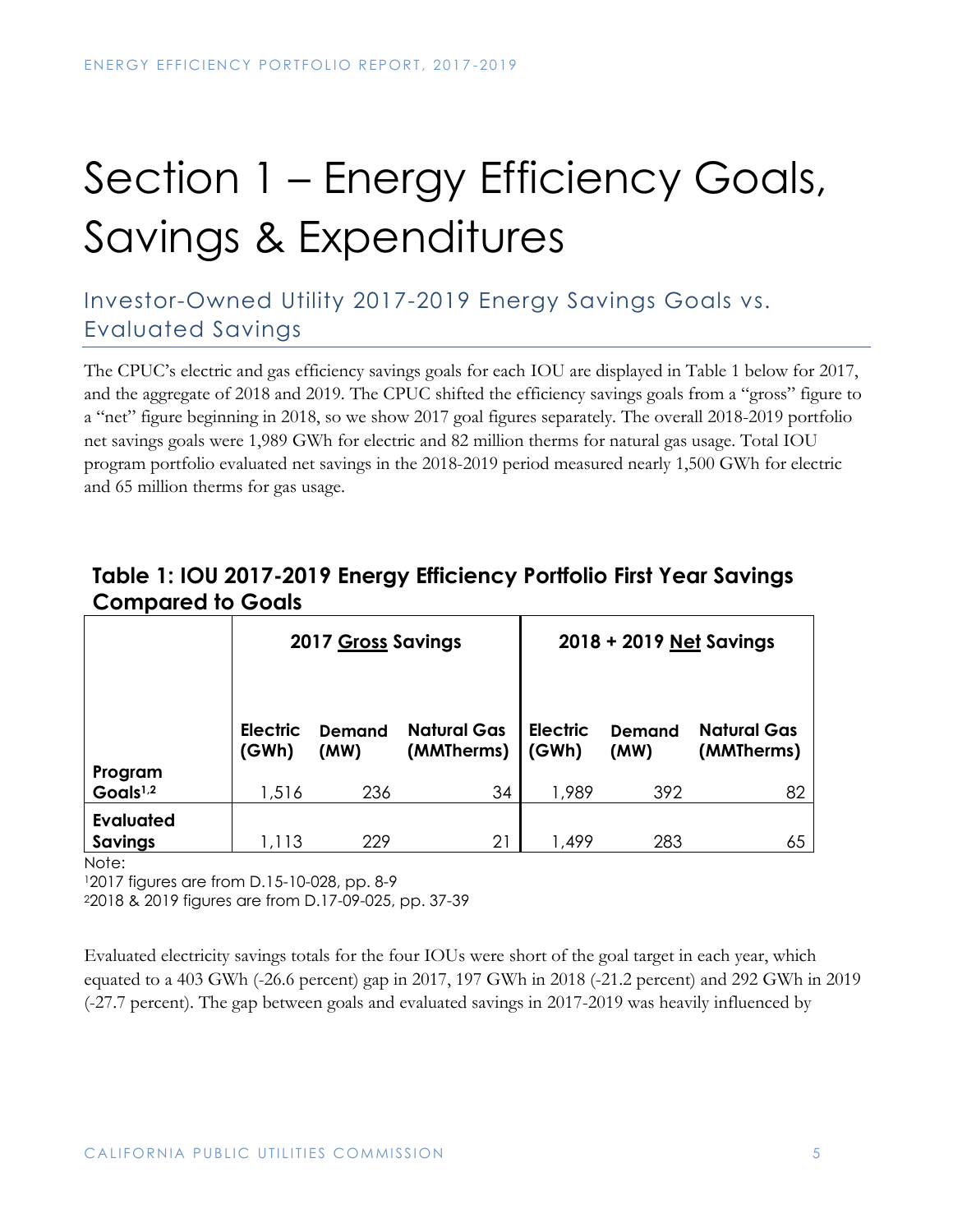# Section 1 – Energy Efficiency Goals, Savings & Expenditures

## Investor-Owned Utility 2017-2019 Energy Savings Goals vs. Evaluated Savings

The CPUC's electric and gas efficiency savings goals for each IOU are displayed in Table 1 below for 2017, and the aggregate of 2018 and 2019. The CPUC shifted the efficiency savings goals from a "gross" figure to a "net" figure beginning in 2018, so we show 2017 goal figures separately. The overall 2018-2019 portfolio net savings goals were 1,989 GWh for electric and 82 million therms for natural gas usage. Total IOU program portfolio evaluated net savings in the 2018-2019 period measured nearly 1,500 GWh for electric and 65 million therms for gas usage.

### Table 1: IOU 2017-2019 Energy Efficiency Portfolio First Year Savings Compared to Goals

| | 2017 Gross Savings | | | 2018 + 2019 Net Savings | | |
|---|---|---|---|---|---|---|
| | Electric (GWh) | Demand (MW) | Natural Gas (MMTherms) | Electric (GWh) | Demand (MW) | Natural Gas (MMTherms) |
| Program Goals[1,2] | 1,516 | 236 | 34 | 1,989 | 392 | 82 |
| Evaluated Savings | 1,113 | 229 | 21 | 1,499 | 283 | 65 |

Note:
[1]2017 figures are from D.15-10-028, pp. 8-9
[2]2018 & 2019 figures are from D.17-09-025, pp. 37-39

Evaluated electricity savings totals for the four IOUs were short of the goal target in each year, which equated to a 403 GWh (-26.6 percent) gap in 2017, 197 GWh in 2018 (-21.2 percent) and 292 GWh in 2019 (-27.7 percent). The gap between goals and evaluated savings in 2017-2019 was heavily influenced by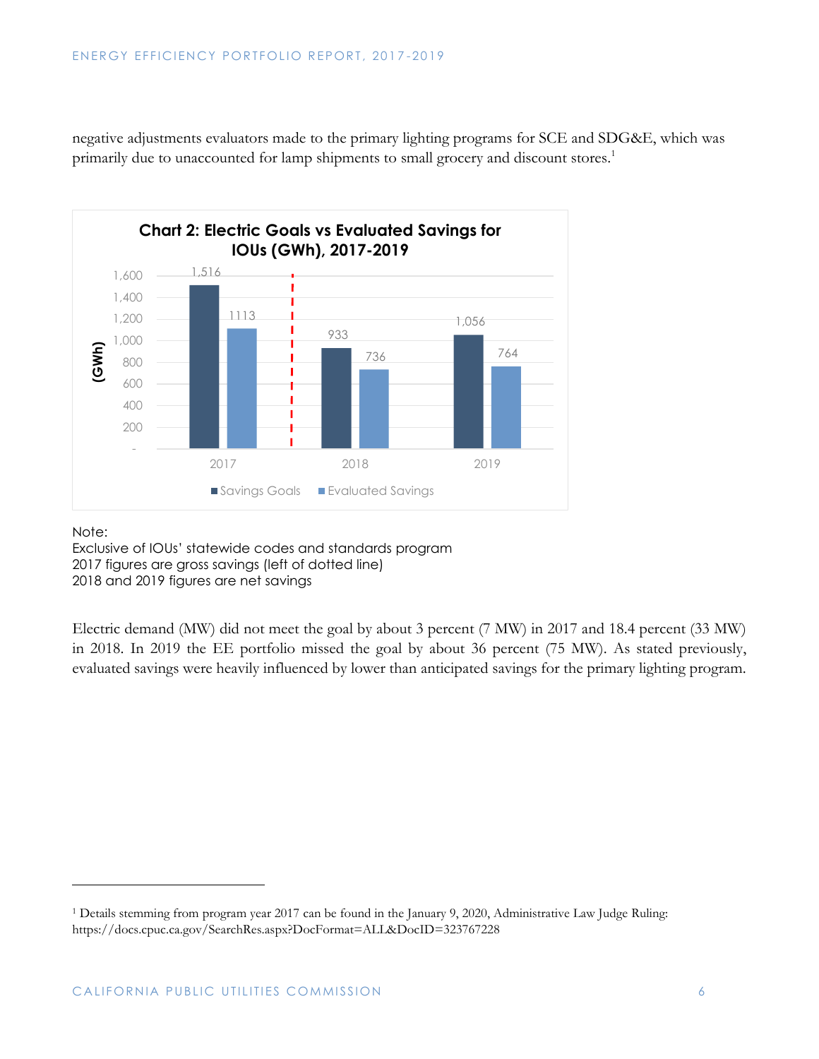negative adjustments evaluators made to the primary lighting programs for SCE and SDG&E, which was primarily due to unaccounted for lamp shipments to small grocery and discount stores.[1]

**Chart 2: Electric Goals vs Evaluated Savings for IOUs (GWh), 2017-2019**

| Year | Savings Goals | Evaluated Savings |
|---|---|---|
| 2017 | 1,516 | 1113 |
| 2018 | 933 | 736 |
| 2019 | 1,056 | 764 |

Note:
Exclusive of IOUs' statewide codes and standards program
2017 figures are gross savings (left of dotted line)
2018 and 2019 figures are net savings

Electric demand (MW) did not meet the goal by about 3 percent (7 MW) in 2017 and 18.4 percent (33 MW) in 2018. In 2019 the EE portfolio missed the goal by about 36 percent (75 MW). As stated previously, evaluated savings were heavily influenced by lower than anticipated savings for the primary lighting program.

---

[1] Details stemming from program year 2017 can be found in the January 9, 2020, Administrative Law Judge Ruling: https://docs.cpuc.ca.gov/SearchRes.aspx?DocFormat=ALL&DocID=323767228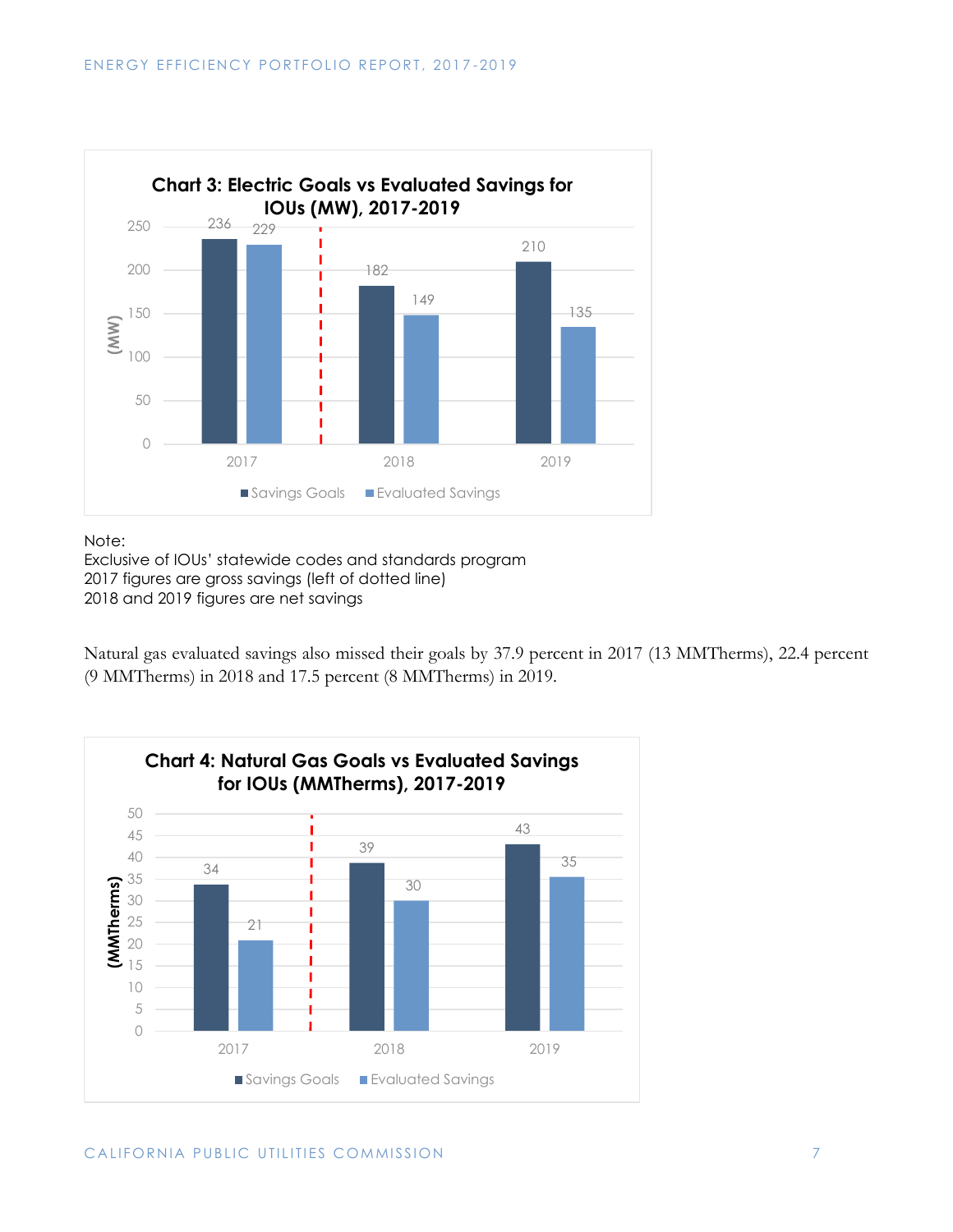**Chart 3: Electric Goals vs Evaluated Savings for IOUs (MW), 2017-2019**

| Year | Savings Goals | Evaluated Savings |
|---|---|---|
| 2017 | 236 | 229 |
| 2018 | 182 | 149 |
| 2019 | 210 | 135 |

Note:
Exclusive of IOUs' statewide codes and standards program
2017 figures are gross savings (left of dotted line)
2018 and 2019 figures are net savings

Natural gas evaluated savings also missed their goals by 37.9 percent in 2017 (13 MMTherms), 22.4 percent (9 MMTherms) in 2018 and 17.5 percent (8 MMTherms) in 2019.

**Chart 4: Natural Gas Goals vs Evaluated Savings for IOUs (MMTherms), 2017-2019**

| Year | Savings Goals | Evaluated Savings |
|---|---|---|
| 2017 | 34 | 21 |
| 2018 | 39 | 30 |
| 2019 | 43 | 35 |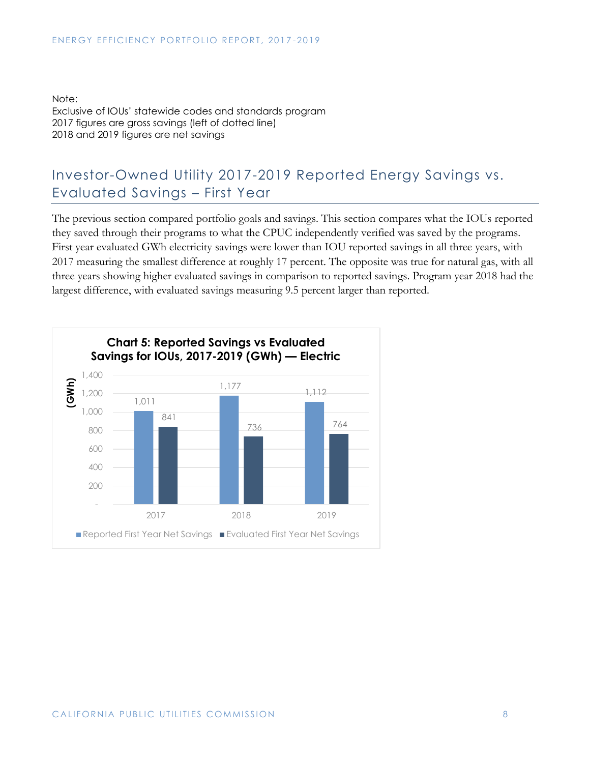Note:
Exclusive of IOUs' statewide codes and standards program
2017 figures are gross savings (left of dotted line)
2018 and 2019 figures are net savings

## Investor-Owned Utility 2017-2019 Reported Energy Savings vs. Evaluated Savings – First Year

The previous section compared portfolio goals and savings. This section compares what the IOUs reported they saved through their programs to what the CPUC independently verified was saved by the programs. First year evaluated GWh electricity savings were lower than IOU reported savings in all three years, with 2017 measuring the smallest difference at roughly 17 percent. The opposite was true for natural gas, with all three years showing higher evaluated savings in comparison to reported savings. Program year 2018 had the largest difference, with evaluated savings measuring 9.5 percent larger than reported.

**Chart 5: Reported Savings vs Evaluated Savings for IOUs, 2017-2019 (GWh) — Electric**

| Year | Reported First Year Net Savings | Evaluated First Year Net Savings |
| --- | --- | --- |
| 2017 | 1,011 | 841 |
| 2018 | 1,177 | 736 |
| 2019 | 1,112 | 764 |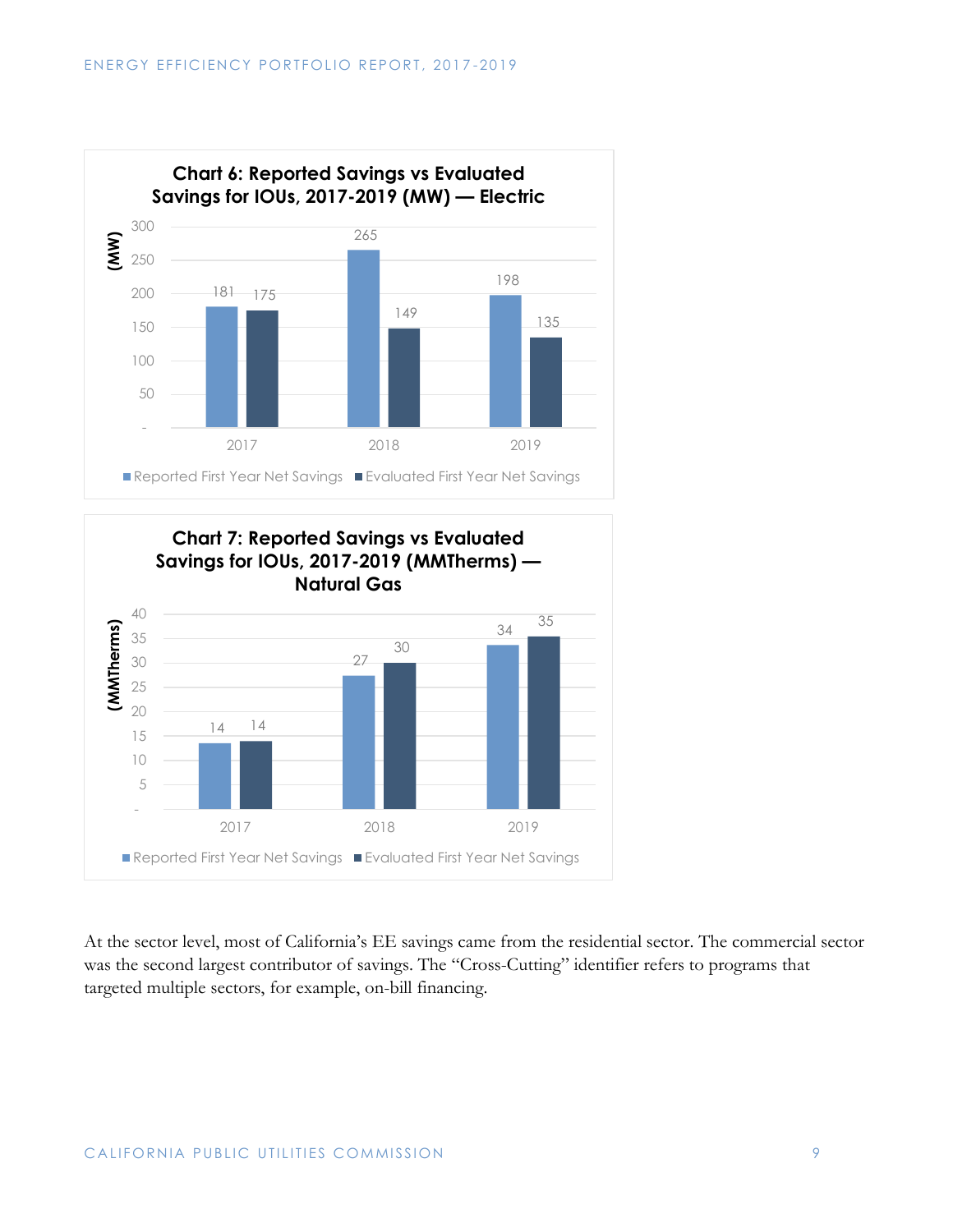**Chart 6: Reported Savings vs Evaluated Savings for IOUs, 2017-2019 (MW) — Electric**

| (MW) | Reported First Year Net Savings | Evaluated First Year Net Savings |
|---|---|---|
| 2017 | 181 | 175 |
| 2018 | 265 | 149 |
| 2019 | 198 | 135 |

**Chart 7: Reported Savings vs Evaluated Savings for IOUs, 2017-2019 (MMTherms) — Natural Gas**

| (MMTherms) | Reported First Year Net Savings | Evaluated First Year Net Savings |
|---|---|---|
| 2017 | 14 | 14 |
| 2018 | 27 | 30 |
| 2019 | 34 | 35 |

At the sector level, most of California's EE savings came from the residential sector. The commercial sector was the second largest contributor of savings. The "Cross-Cutting" identifier refers to programs that targeted multiple sectors, for example, on-bill financing.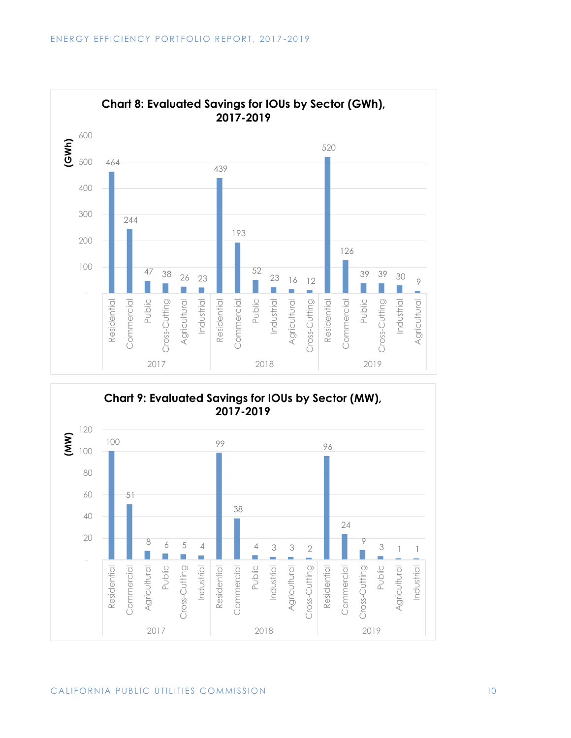**Chart 8: Evaluated Savings for IOUs by Sector (GWh), 2017-2019**

| Year | Sector | Savings (GWh) |
|---|---|---|
| 2017 | Residential | 464 |
| 2017 | Commercial | 244 |
| 2017 | Public | 47 |
| 2017 | Cross-Cutting | 38 |
| 2017 | Agricultural | 26 |
| 2017 | Industrial | 23 |
| 2018 | Residential | 439 |
| 2018 | Commercial | 193 |
| 2018 | Public | 52 |
| 2018 | Industrial | 23 |
| 2018 | Agricultural | 16 |
| 2018 | Cross-Cutting | 12 |
| 2019 | Residential | 520 |
| 2019 | Commercial | 126 |
| 2019 | Public | 39 |
| 2019 | Cross-Cutting | 39 |
| 2019 | Industrial | 30 |
| 2019 | Agricultural | 9 |

**Chart 9: Evaluated Savings for IOUs by Sector (MW), 2017-2019**

| Year | Sector | Savings (MW) |
|---|---|---|
| 2017 | Residential | 100 |
| 2017 | Commercial | 51 |
| 2017 | Agricultural | 8 |
| 2017 | Public | 6 |
| 2017 | Cross-Cutting | 5 |
| 2017 | Industrial | 4 |
| 2018 | Residential | 99 |
| 2018 | Commercial | 38 |
| 2018 | Public | 4 |
| 2018 | Industrial | 3 |
| 2018 | Agricultural | 3 |
| 2018 | Cross-Cutting | 2 |
| 2019 | Residential | 96 |
| 2019 | Commercial | 24 |
| 2019 | Cross-Cutting | 9 |
| 2019 | Public | 3 |
| 2019 | Agricultural | 1 |
| 2019 | Industrial | 1 |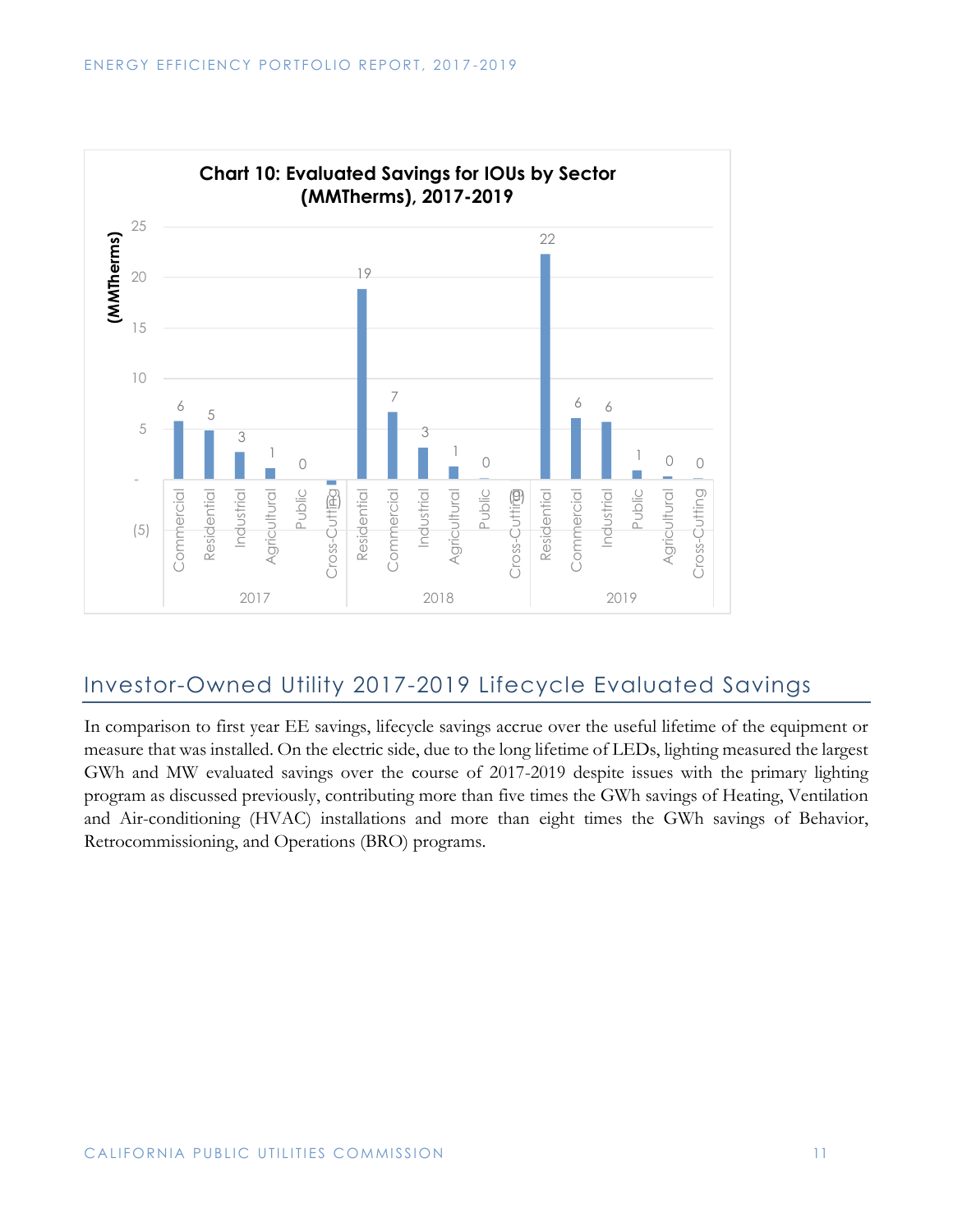**Chart 10: Evaluated Savings for IOUs by Sector (MMTherms), 2017-2019**

| Year | Sector | Evaluated Savings (MMTherms) |
|---|---|---|
| 2017 | Commercial | 6 |
| 2017 | Residential | 5 |
| 2017 | Industrial | 3 |
| 2017 | Agricultural | 1 |
| 2017 | Public | 0 |
| 2017 | Cross-Cutting | (1) |
| 2018 | Residential | 19 |
| 2018 | Commercial | 7 |
| 2018 | Industrial | 3 |
| 2018 | Agricultural | 1 |
| 2018 | Public | 0 |
| 2018 | Cross-Cutting | (0) |
| 2019 | Residential | 22 |
| 2019 | Commercial | 6 |
| 2019 | Industrial | 6 |
| 2019 | Public | 1 |
| 2019 | Agricultural | 0 |
| 2019 | Cross-Cutting | 0 |

## Investor-Owned Utility 2017-2019 Lifecycle Evaluated Savings

In comparison to first year EE savings, lifecycle savings accrue over the useful lifetime of the equipment or measure that was installed. On the electric side, due to the long lifetime of LEDs, lighting measured the largest GWh and MW evaluated savings over the course of 2017-2019 despite issues with the primary lighting program as discussed previously, contributing more than five times the GWh savings of Heating, Ventilation and Air-conditioning (HVAC) installations and more than eight times the GWh savings of Behavior, Retrocommissioning, and Operations (BRO) programs.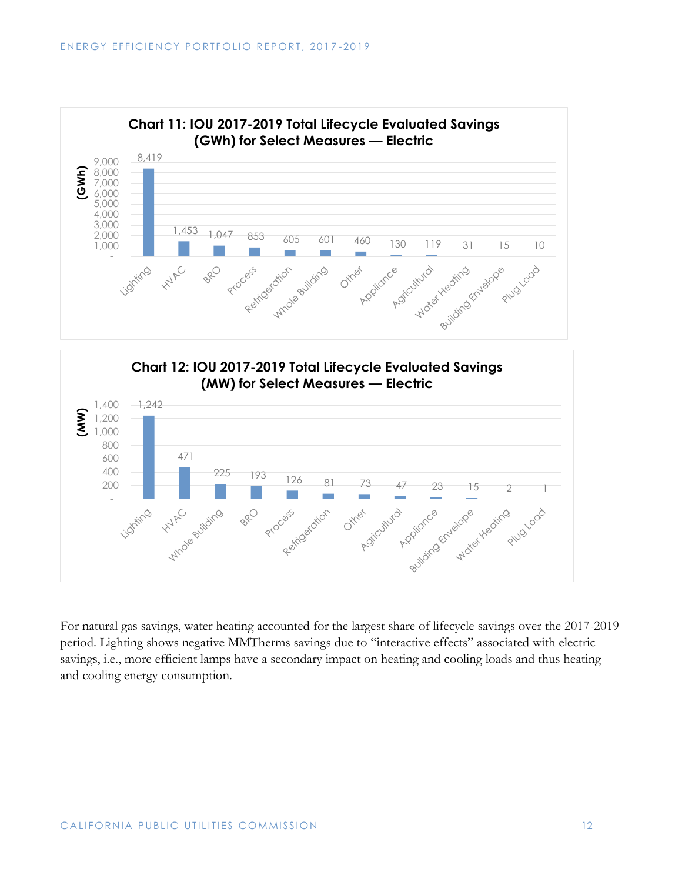**Chart 11: IOU 2017-2019 Total Lifecycle Evaluated Savings (GWh) for Select Measures — Electric**

| Measure | GWh |
| --- | --- |
| Lighting | 8,419 |
| HVAC | 1,453 |
| BRO | 1,047 |
| Process | 853 |
| Refrigeration | 605 |
| Whole Building | 601 |
| Other | 460 |
| Appliance | 130 |
| Agricultural | 119 |
| Water Heating | 31 |
| Building Envelope | 15 |
| Plug Load | 10 |

**Chart 12: IOU 2017-2019 Total Lifecycle Evaluated Savings (MW) for Select Measures — Electric**

| Measure | MW |
| --- | --- |
| Lighting | 1,242 |
| HVAC | 471 |
| Whole Building | 225 |
| BRO | 193 |
| Process | 126 |
| Refrigeration | 81 |
| Other | 73 |
| Agricultural | 47 |
| Appliance | 23 |
| Building Envelope | 15 |
| Water Heating | 2 |
| Plug Load | 1 |

For natural gas savings, water heating accounted for the largest share of lifecycle savings over the 2017-2019 period. Lighting shows negative MMTherms savings due to "interactive effects" associated with electric savings, i.e., more efficient lamps have a secondary impact on heating and cooling loads and thus heating and cooling energy consumption.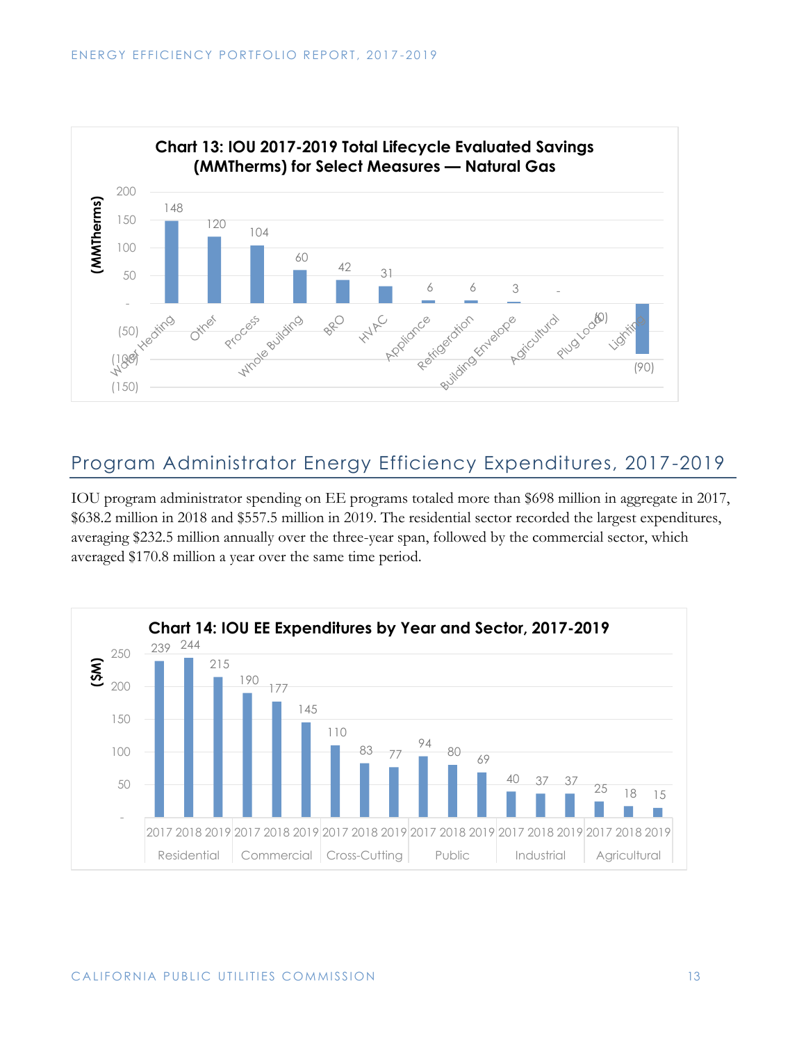**Chart 13: IOU 2017-2019 Total Lifecycle Evaluated Savings (MMTherms) for Select Measures — Natural Gas**

| Measure | MMTherms |
|---|---|
| Water Heating | 148 |
| Other | 120 |
| Process | 104 |
| Whole Building | 60 |
| BRO | 42 |
| HVAC | 31 |
| Appliance | 6 |
| Refrigeration | 6 |
| Building Envelope | 3 |
| Agricultural | - |
| Plug Load | (0) |
| Lighting | (90) |

## Program Administrator Energy Efficiency Expenditures, 2017-2019

IOU program administrator spending on EE programs totaled more than $698 million in aggregate in 2017, $638.2 million in 2018 and $557.5 million in 2019. The residential sector recorded the largest expenditures, averaging $232.5 million annually over the three-year span, followed by the commercial sector, which averaged $170.8 million a year over the same time period.

**Chart 14: IOU EE Expenditures by Year and Sector, 2017-2019**

| Sector | 2017 ($M) | 2018 ($M) | 2019 ($M) |
|---|---|---|---|
| Residential | 239 | 244 | 215 |
| Commercial | 190 | 177 | 145 |
| Cross-Cutting | 110 | 83 | 77 |
| Public | 94 | 80 | 69 |
| Industrial | 40 | 37 | 37 |
| Agricultural | 25 | 18 | 15 |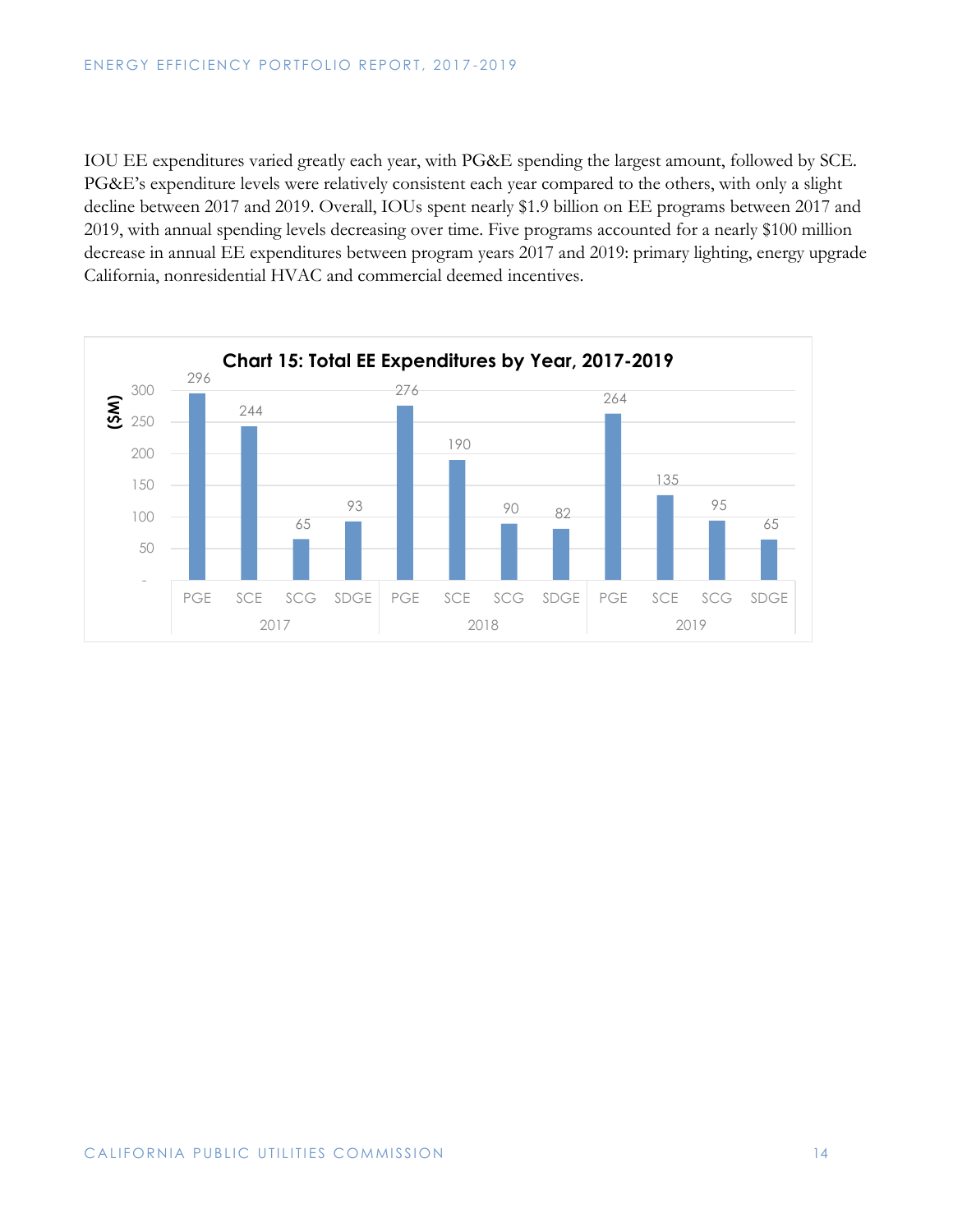IOU EE expenditures varied greatly each year, with PG&E spending the largest amount, followed by SCE. PG&E's expenditure levels were relatively consistent each year compared to the others, with only a slight decline between 2017 and 2019. Overall, IOUs spent nearly $1.9 billion on EE programs between 2017 and 2019, with annual spending levels decreasing over time. Five programs accounted for a nearly $100 million decrease in annual EE expenditures between program years 2017 and 2019: primary lighting, energy upgrade California, nonresidential HVAC and commercial deemed incentives.

**Chart 15: Total EE Expenditures by Year, 2017-2019**

| Year | PGE | SCE | SCG | SDGE |
|---|---|---|---|---|
| 2017 | 296 | 244 | 65 | 93 |
| 2018 | 276 | 190 | 90 | 82 |
| 2019 | 264 | 135 | 95 | 65 |

($M)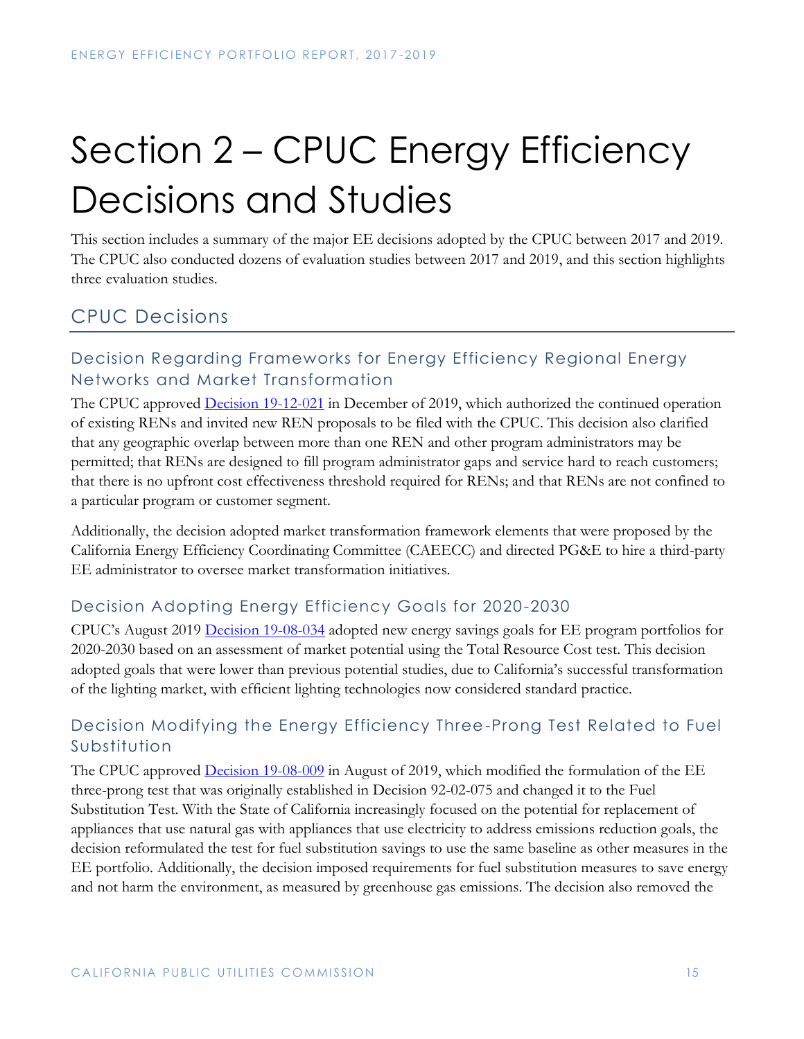# Section 2 – CPUC Energy Efficiency Decisions and Studies

This section includes a summary of the major EE decisions adopted by the CPUC between 2017 and 2019. The CPUC also conducted dozens of evaluation studies between 2017 and 2019, and this section highlights three evaluation studies.

## CPUC Decisions

### Decision Regarding Frameworks for Energy Efficiency Regional Energy Networks and Market Transformation

The CPUC approved Decision 19-12-021 in December of 2019, which authorized the continued operation of existing RENs and invited new REN proposals to be filed with the CPUC. This decision also clarified that any geographic overlap between more than one REN and other program administrators may be permitted; that RENs are designed to fill program administrator gaps and service hard to reach customers; that there is no upfront cost effectiveness threshold required for RENs; and that RENs are not confined to a particular program or customer segment.

Additionally, the decision adopted market transformation framework elements that were proposed by the California Energy Efficiency Coordinating Committee (CAEECC) and directed PG&E to hire a third-party EE administrator to oversee market transformation initiatives.

### Decision Adopting Energy Efficiency Goals for 2020-2030

CPUC's August 2019 Decision 19-08-034 adopted new energy savings goals for EE program portfolios for 2020-2030 based on an assessment of market potential using the Total Resource Cost test. This decision adopted goals that were lower than previous potential studies, due to California's successful transformation of the lighting market, with efficient lighting technologies now considered standard practice.

### Decision Modifying the Energy Efficiency Three-Prong Test Related to Fuel Substitution

The CPUC approved Decision 19-08-009 in August of 2019, which modified the formulation of the EE three-prong test that was originally established in Decision 92-02-075 and changed it to the Fuel Substitution Test. With the State of California increasingly focused on the potential for replacement of appliances that use natural gas with appliances that use electricity to address emissions reduction goals, the decision reformulated the test for fuel substitution savings to use the same baseline as other measures in the EE portfolio. Additionally, the decision imposed requirements for fuel substitution measures to save energy and not harm the environment, as measured by greenhouse gas emissions. The decision also removed the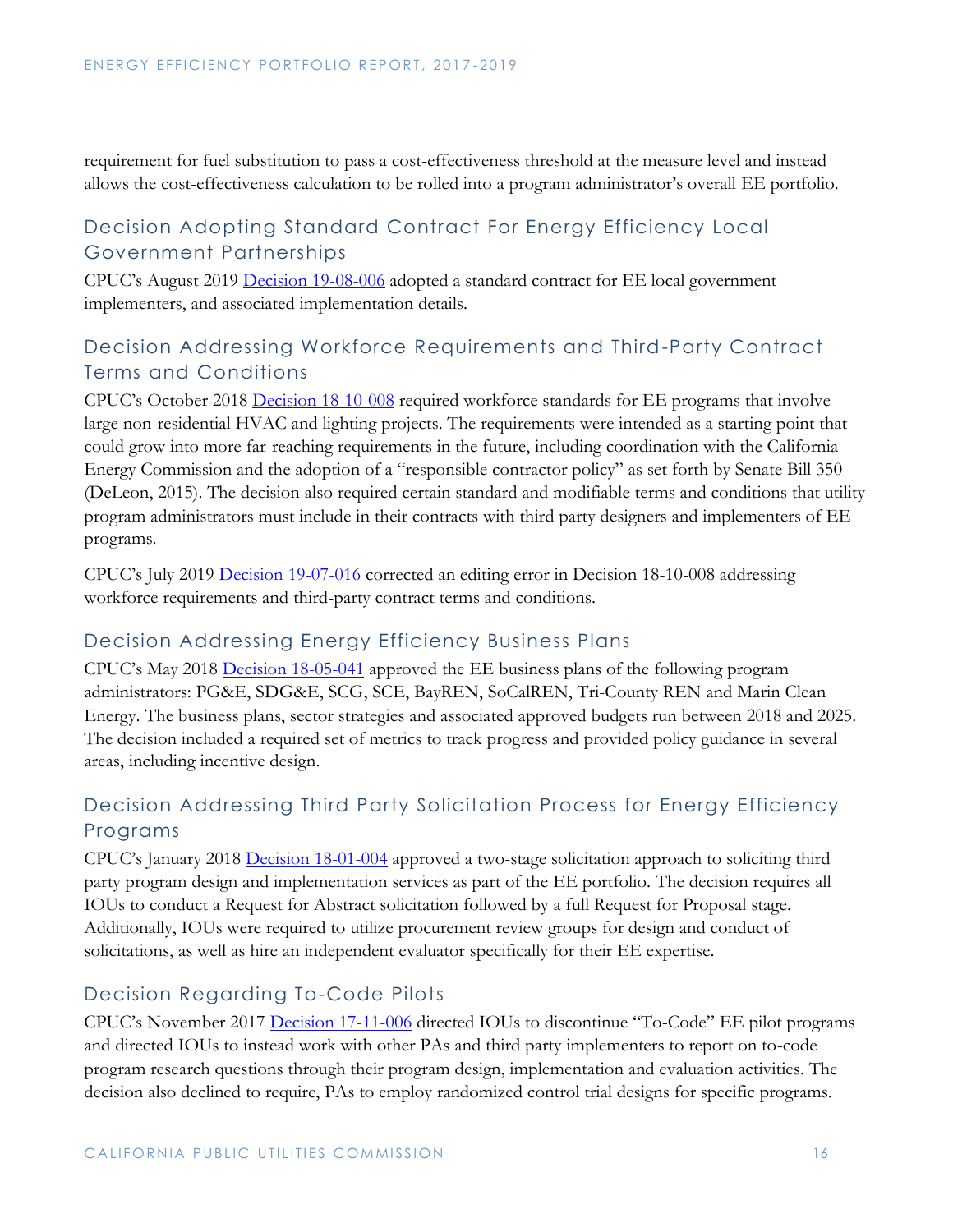requirement for fuel substitution to pass a cost-effectiveness threshold at the measure level and instead allows the cost-effectiveness calculation to be rolled into a program administrator's overall EE portfolio.

## Decision Adopting Standard Contract For Energy Efficiency Local Government Partnerships

CPUC's August 2019 Decision 19-08-006 adopted a standard contract for EE local government implementers, and associated implementation details.

## Decision Addressing Workforce Requirements and Third-Party Contract Terms and Conditions

CPUC's October 2018 Decision 18-10-008 required workforce standards for EE programs that involve large non-residential HVAC and lighting projects. The requirements were intended as a starting point that could grow into more far-reaching requirements in the future, including coordination with the California Energy Commission and the adoption of a "responsible contractor policy" as set forth by Senate Bill 350 (DeLeon, 2015). The decision also required certain standard and modifiable terms and conditions that utility program administrators must include in their contracts with third party designers and implementers of EE programs.

CPUC's July 2019 Decision 19-07-016 corrected an editing error in Decision 18-10-008 addressing workforce requirements and third-party contract terms and conditions.

## Decision Addressing Energy Efficiency Business Plans

CPUC's May 2018 Decision 18-05-041 approved the EE business plans of the following program administrators: PG&E, SDG&E, SCG, SCE, BayREN, SoCalREN, Tri-County REN and Marin Clean Energy. The business plans, sector strategies and associated approved budgets run between 2018 and 2025. The decision included a required set of metrics to track progress and provided policy guidance in several areas, including incentive design.

## Decision Addressing Third Party Solicitation Process for Energy Efficiency Programs

CPUC's January 2018 Decision 18-01-004 approved a two-stage solicitation approach to soliciting third party program design and implementation services as part of the EE portfolio. The decision requires all IOUs to conduct a Request for Abstract solicitation followed by a full Request for Proposal stage. Additionally, IOUs were required to utilize procurement review groups for design and conduct of solicitations, as well as hire an independent evaluator specifically for their EE expertise.

## Decision Regarding To-Code Pilots

CPUC's November 2017 Decision 17-11-006 directed IOUs to discontinue "To-Code" EE pilot programs and directed IOUs to instead work with other PAs and third party implementers to report on to-code program research questions through their program design, implementation and evaluation activities. The decision also declined to require, PAs to employ randomized control trial designs for specific programs.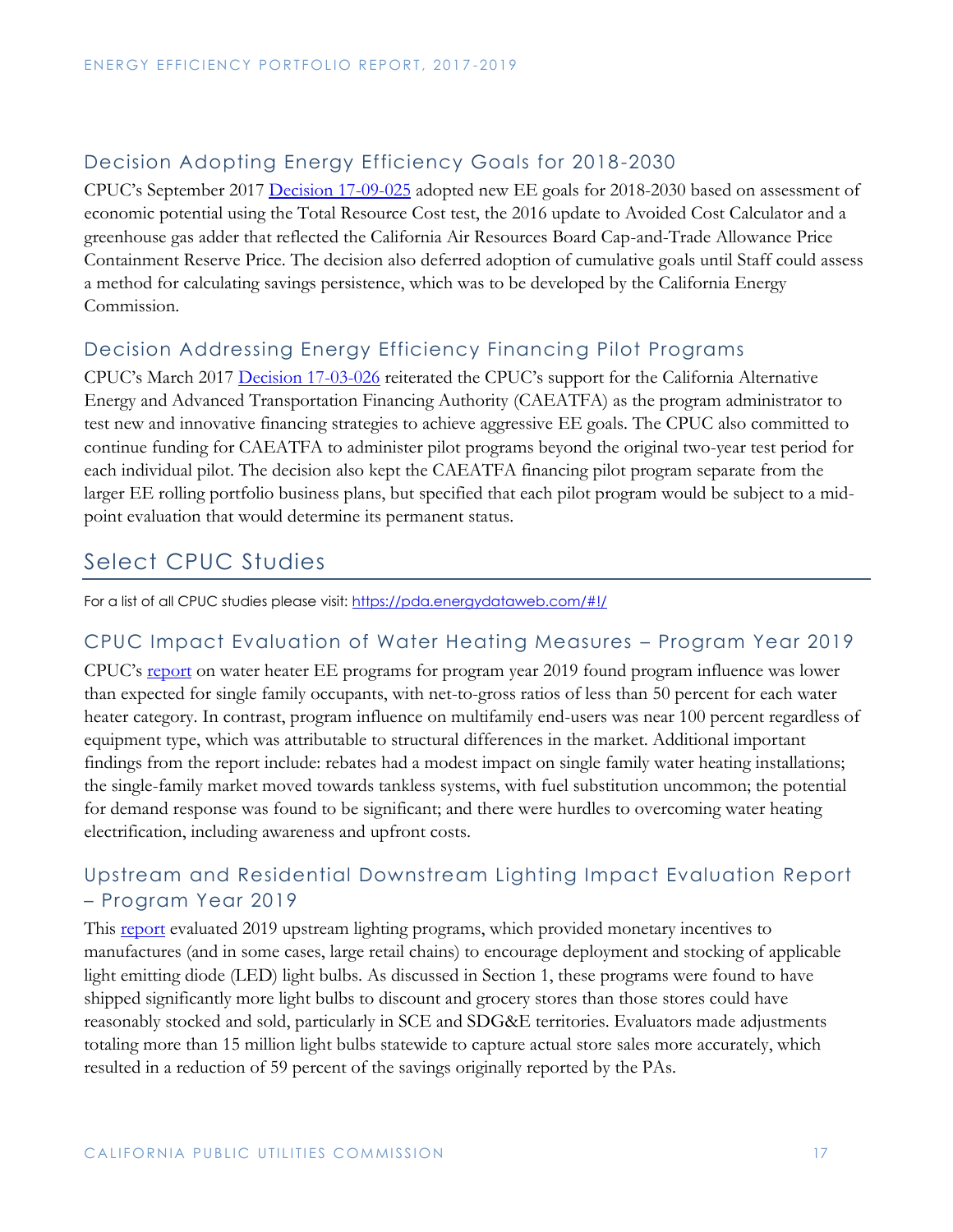### Decision Adopting Energy Efficiency Goals for 2018-2030

CPUC's September 2017 [Decision 17-09-025](Decision 17-09-025) adopted new EE goals for 2018-2030 based on assessment of economic potential using the Total Resource Cost test, the 2016 update to Avoided Cost Calculator and a greenhouse gas adder that reflected the California Air Resources Board Cap-and-Trade Allowance Price Containment Reserve Price. The decision also deferred adoption of cumulative goals until Staff could assess a method for calculating savings persistence, which was to be developed by the California Energy Commission.

### Decision Addressing Energy Efficiency Financing Pilot Programs

CPUC's March 2017 [Decision 17-03-026](Decision 17-03-026) reiterated the CPUC's support for the California Alternative Energy and Advanced Transportation Financing Authority (CAEATFA) as the program administrator to test new and innovative financing strategies to achieve aggressive EE goals. The CPUC also committed to continue funding for CAEATFA to administer pilot programs beyond the original two-year test period for each individual pilot. The decision also kept the CAEATFA financing pilot program separate from the larger EE rolling portfolio business plans, but specified that each pilot program would be subject to a mid-point evaluation that would determine its permanent status.

## Select CPUC Studies

For a list of all CPUC studies please visit: https://pda.energydataweb.com/#!/

### CPUC Impact Evaluation of Water Heating Measures – Program Year 2019

CPUC's report on water heater EE programs for program year 2019 found program influence was lower than expected for single family occupants, with net-to-gross ratios of less than 50 percent for each water heater category. In contrast, program influence on multifamily end-users was near 100 percent regardless of equipment type, which was attributable to structural differences in the market. Additional important findings from the report include: rebates had a modest impact on single family water heating installations; the single-family market moved towards tankless systems, with fuel substitution uncommon; the potential for demand response was found to be significant; and there were hurdles to overcoming water heating electrification, including awareness and upfront costs.

### Upstream and Residential Downstream Lighting Impact Evaluation Report – Program Year 2019

This report evaluated 2019 upstream lighting programs, which provided monetary incentives to manufactures (and in some cases, large retail chains) to encourage deployment and stocking of applicable light emitting diode (LED) light bulbs. As discussed in Section 1, these programs were found to have shipped significantly more light bulbs to discount and grocery stores than those stores could have reasonably stocked and sold, particularly in SCE and SDG&E territories. Evaluators made adjustments totaling more than 15 million light bulbs statewide to capture actual store sales more accurately, which resulted in a reduction of 59 percent of the savings originally reported by the PAs.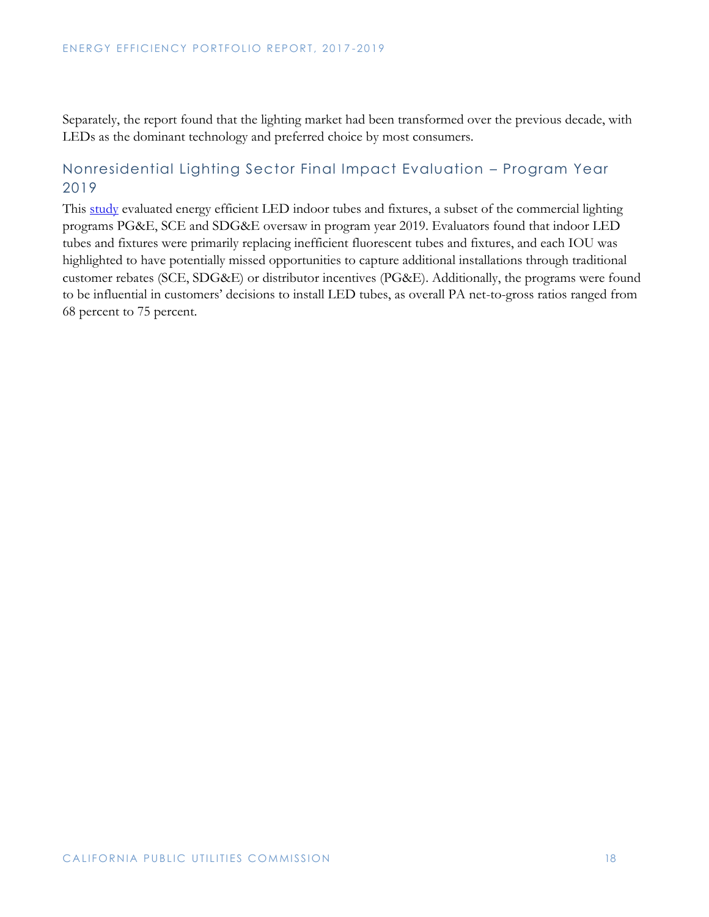Separately, the report found that the lighting market had been transformed over the previous decade, with LEDs as the dominant technology and preferred choice by most consumers.

## Nonresidential Lighting Sector Final Impact Evaluation – Program Year 2019

This study evaluated energy efficient LED indoor tubes and fixtures, a subset of the commercial lighting programs PG&E, SCE and SDG&E oversaw in program year 2019. Evaluators found that indoor LED tubes and fixtures were primarily replacing inefficient fluorescent tubes and fixtures, and each IOU was highlighted to have potentially missed opportunities to capture additional installations through traditional customer rebates (SCE, SDG&E) or distributor incentives (PG&E). Additionally, the programs were found to be influential in customers' decisions to install LED tubes, as overall PA net-to-gross ratios ranged from 68 percent to 75 percent.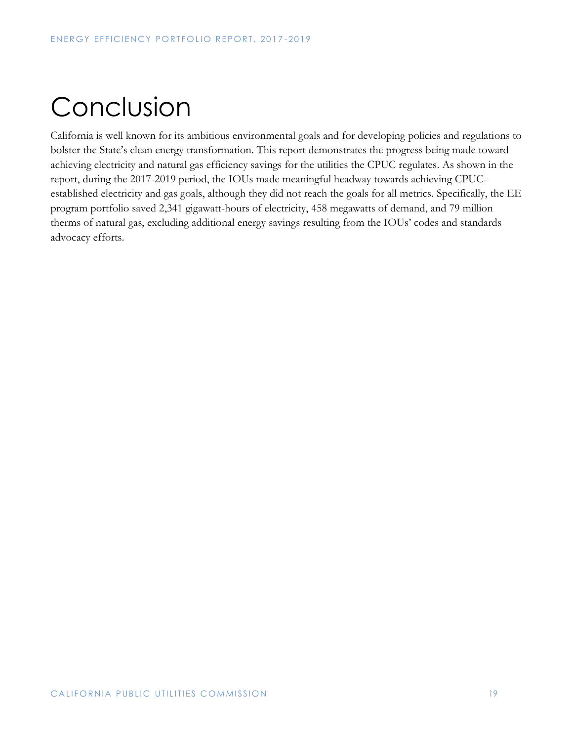# Conclusion

California is well known for its ambitious environmental goals and for developing policies and regulations to bolster the State's clean energy transformation. This report demonstrates the progress being made toward achieving electricity and natural gas efficiency savings for the utilities the CPUC regulates. As shown in the report, during the 2017-2019 period, the IOUs made meaningful headway towards achieving CPUC-established electricity and gas goals, although they did not reach the goals for all metrics. Specifically, the EE program portfolio saved 2,341 gigawatt-hours of electricity, 458 megawatts of demand, and 79 million therms of natural gas, excluding additional energy savings resulting from the IOUs' codes and standards advocacy efforts.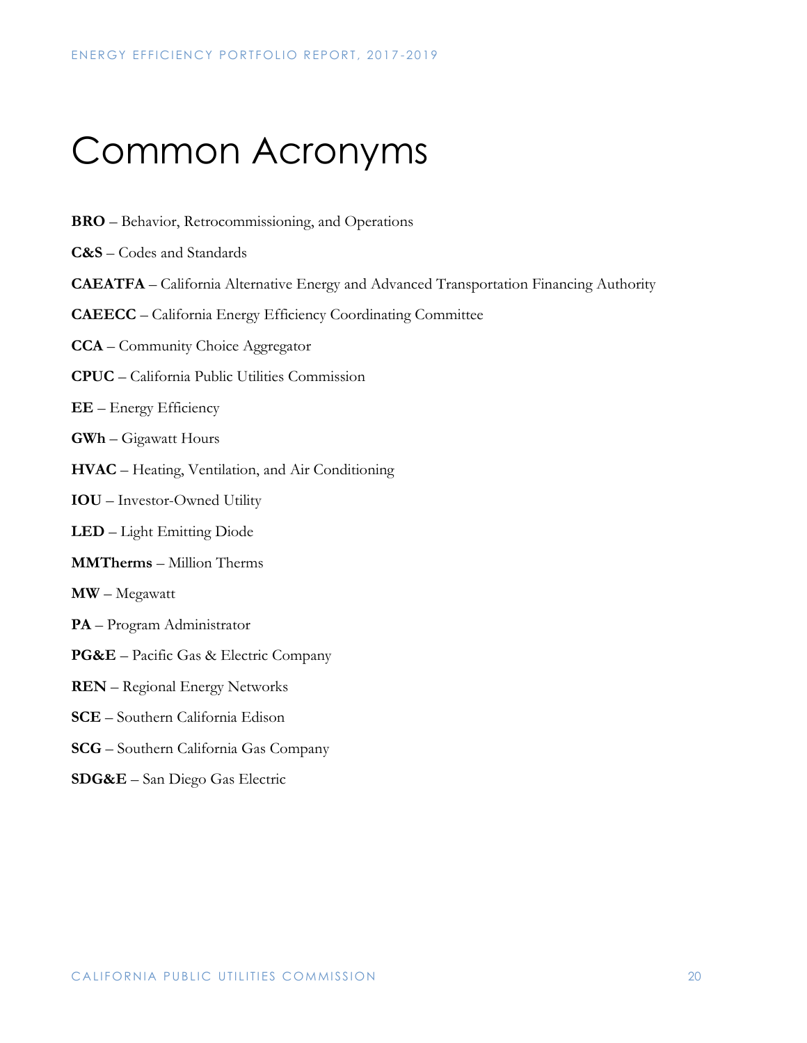# Common Acronyms

**BRO** – Behavior, Retrocommissioning, and Operations

**C&S** – Codes and Standards

**CAEATFA** – California Alternative Energy and Advanced Transportation Financing Authority

**CAEECC** – California Energy Efficiency Coordinating Committee

**CCA** – Community Choice Aggregator

**CPUC** – California Public Utilities Commission

**EE** – Energy Efficiency

**GWh** – Gigawatt Hours

**HVAC** – Heating, Ventilation, and Air Conditioning

**IOU** – Investor-Owned Utility

**LED** – Light Emitting Diode

**MMTherms** – Million Therms

**MW** – Megawatt

**PA** – Program Administrator

**PG&E** – Pacific Gas & Electric Company

**REN** – Regional Energy Networks

**SCE** – Southern California Edison

**SCG** – Southern California Gas Company

**SDG&E** – San Diego Gas Electric